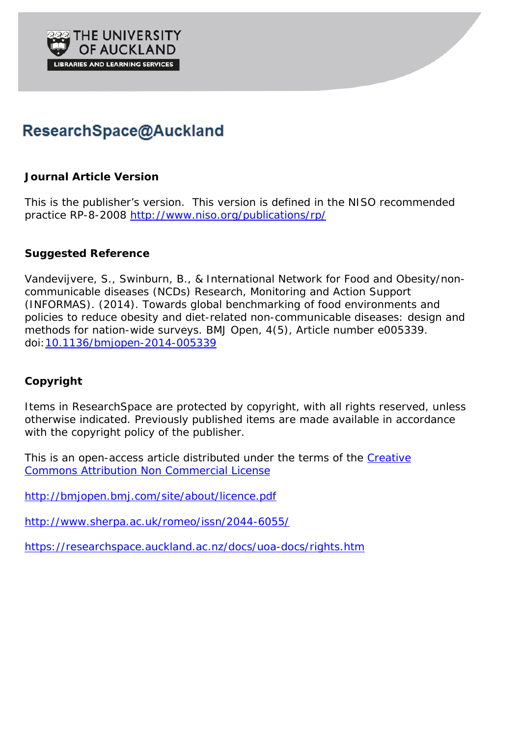THE UNIVERSITY OF AUCKLAND

LIBRARIES AND LEARNING SERVICES

# ResearchSpace@Auckland

## Journal Article Version

This is the publisher's version. This version is defined in the NISO recommended practice RP-8-2008 http://www.niso.org/publications/rp/

## Suggested Reference

Vandevijvere, S., Swinburn, B., & International Network for Food and Obesity/non-communicable diseases (NCDs) Research, Monitoring and Action Support (INFORMAS). (2014). Towards global benchmarking of food environments and policies to reduce obesity and diet-related non-communicable diseases: design and methods for nation-wide surveys. BMJ Open, 4(5), Article number e005339. doi:10.1136/bmjopen-2014-005339

## Copyright

Items in ResearchSpace are protected by copyright, with all rights reserved, unless otherwise indicated. Previously published items are made available in accordance with the copyright policy of the publisher.

This is an open-access article distributed under the terms of the Creative Commons Attribution Non Commercial License

http://bmjopen.bmj.com/site/about/licence.pdf

http://www.sherpa.ac.uk/romeo/issn/2044-6055/

https://researchspace.auckland.ac.nz/docs/uoa-docs/rights.htm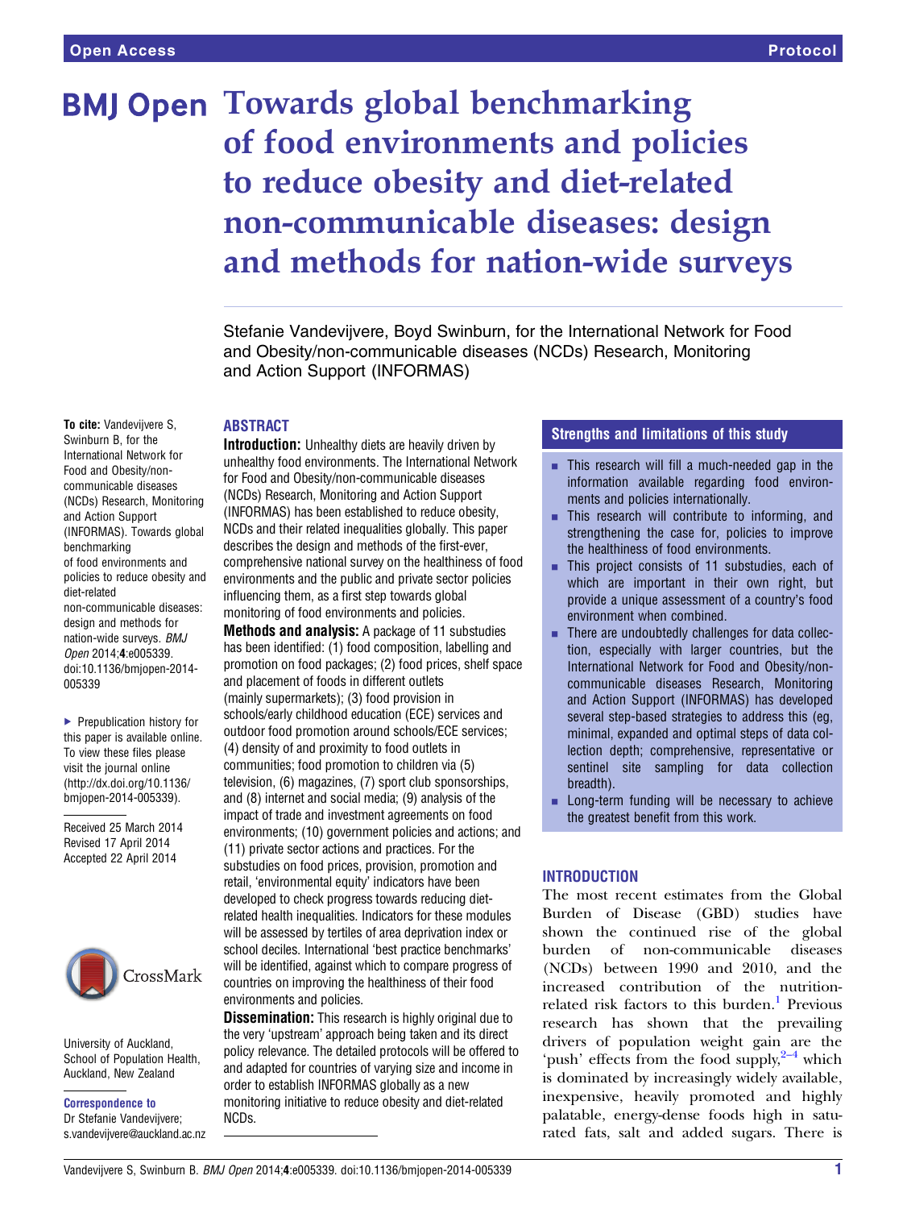# Towards global benchmarking of food environments and policies to reduce obesity and diet-related non-communicable diseases: design and methods for nation-wide surveys

Stefanie Vandevijvere, Boyd Swinburn, for the International Network for Food and Obesity/non-communicable diseases (NCDs) Research, Monitoring and Action Support (INFORMAS)

To cite: Vandevijvere S, Swinburn B, for the International Network for Food and Obesity/non-communicable diseases (NCDs) Research, Monitoring and Action Support (INFORMAS). Towards global benchmarking of food environments and policies to reduce obesity and diet-related non-communicable diseases: design and methods for nation-wide surveys. *BMJ Open* 2014;**4**:e005339. doi:10.1136/bmjopen-2014-005339

▶ Prepublication history for this paper is available online. To view these files please visit the journal online (http://dx.doi.org/10.1136/bmjopen-2014-005339).

Received 25 March 2014
Revised 17 April 2014
Accepted 22 April 2014

University of Auckland, School of Population Health, Auckland, New Zealand

**Correspondence to**
Dr Stefanie Vandevijvere; s.vandevijvere@auckland.ac.nz

## ABSTRACT

**Introduction:** Unhealthy diets are heavily driven by unhealthy food environments. The International Network for Food and Obesity/non-communicable diseases (NCDs) Research, Monitoring and Action Support (INFORMAS) has been established to reduce obesity, NCDs and their related inequalities globally. This paper describes the design and methods of the first-ever, comprehensive national survey on the healthiness of food environments and the public and private sector policies influencing them, as a first step towards global monitoring of food environments and policies.

**Methods and analysis:** A package of 11 substudies has been identified: (1) food composition, labelling and promotion on food packages; (2) food prices, shelf space and placement of foods in different outlets (mainly supermarkets); (3) food provision in schools/early childhood education (ECE) services and outdoor food promotion around schools/ECE services; (4) density of and proximity to food outlets in communities; food promotion to children via (5) television, (6) magazines, (7) sport club sponsorships, and (8) internet and social media; (9) analysis of the impact of trade and investment agreements on food environments; (10) government policies and actions; and (11) private sector actions and practices. For the substudies on food prices, provision, promotion and retail, 'environmental equity' indicators have been developed to check progress towards reducing diet-related health inequalities. Indicators for these modules will be assessed by tertiles of area deprivation index or school deciles. International 'best practice benchmarks' will be identified, against which to compare progress of countries on improving the healthiness of their food environments and policies.

**Dissemination:** This research is highly original due to the very 'upstream' approach being taken and its direct policy relevance. The detailed protocols will be offered to and adapted for countries of varying size and income in order to establish INFORMAS globally as a new monitoring initiative to reduce obesity and diet-related NCDs.

### Strengths and limitations of this study

- This research will fill a much-needed gap in the information available regarding food environments and policies internationally.
- This research will contribute to informing, and strengthening the case for, policies to improve the healthiness of food environments.
- This project consists of 11 substudies, each of which are important in their own right, but provide a unique assessment of a country's food environment when combined.
- There are undoubtedly challenges for data collection, especially with larger countries, but the International Network for Food and Obesity/non-communicable diseases Research, Monitoring and Action Support (INFORMAS) has developed several step-based strategies to address this (eg, minimal, expanded and optimal steps of data collection depth; comprehensive, representative or sentinel site sampling for data collection breadth).
- Long-term funding will be necessary to achieve the greatest benefit from this work.

## INTRODUCTION

The most recent estimates from the Global Burden of Disease (GBD) studies have shown the continued rise of the global burden of non-communicable diseases (NCDs) between 1990 and 2010, and the increased contribution of the nutrition-related risk factors to this burden.[1] Previous research has shown that the prevailing drivers of population weight gain are the 'push' effects from the food supply,[2–4] which is dominated by increasingly widely available, inexpensive, heavily promoted and highly palatable, energy-dense foods high in saturated fats, salt and added sugars. There is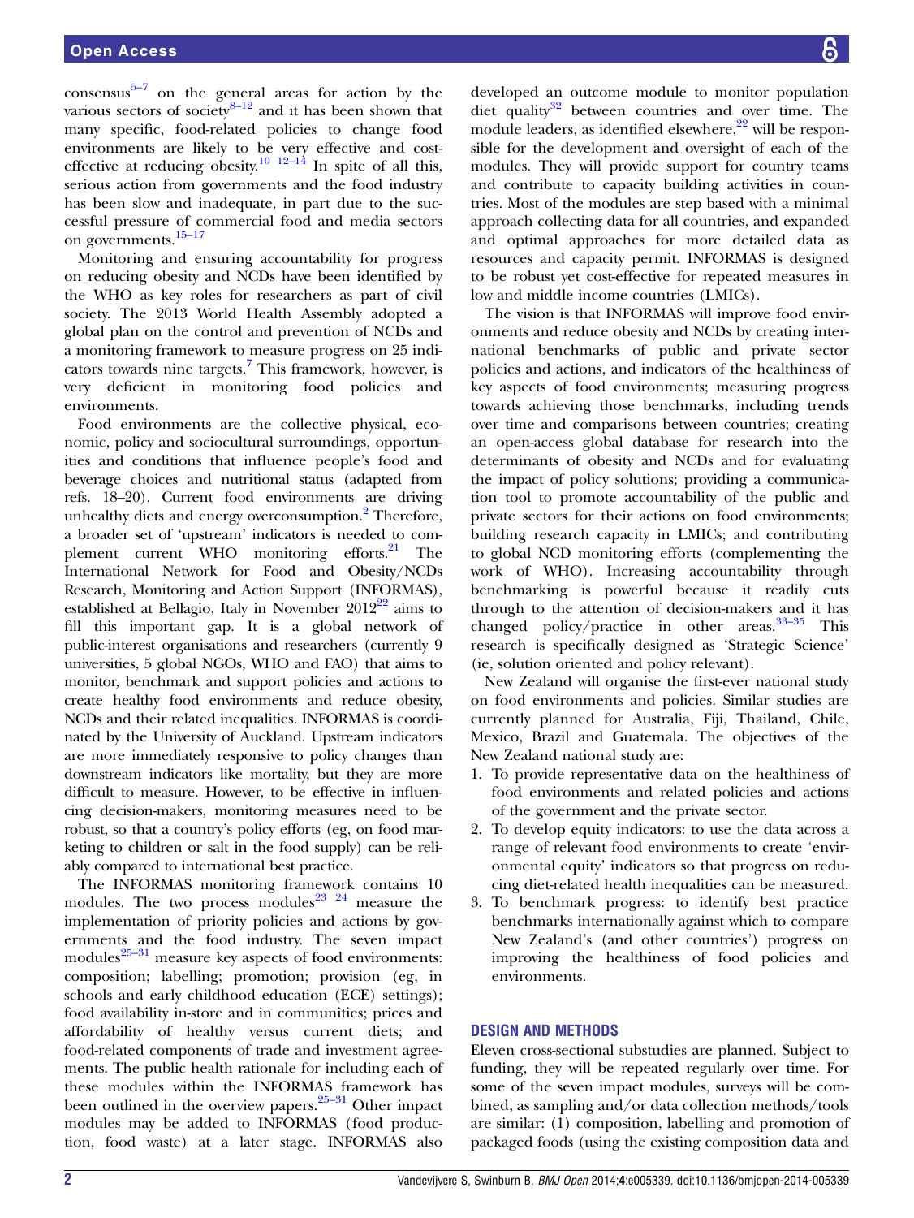consensus[5–7] on the general areas for action by the various sectors of society[8–12] and it has been shown that many specific, food-related policies to change food environments are likely to be very effective and cost-effective at reducing obesity.[10 12–14] In spite of all this, serious action from governments and the food industry has been slow and inadequate, in part due to the successful pressure of commercial food and media sectors on governments.[15–17]

Monitoring and ensuring accountability for progress on reducing obesity and NCDs have been identified by the WHO as key roles for researchers as part of civil society. The 2013 World Health Assembly adopted a global plan on the control and prevention of NCDs and a monitoring framework to measure progress on 25 indicators towards nine targets.[7] This framework, however, is very deficient in monitoring food policies and environments.

Food environments are the collective physical, economic, policy and sociocultural surroundings, opportunities and conditions that influence people's food and beverage choices and nutritional status (adapted from refs. 18–20). Current food environments are driving unhealthy diets and energy overconsumption.[2] Therefore, a broader set of 'upstream' indicators is needed to complement current WHO monitoring efforts.[21] The International Network for Food and Obesity/NCDs Research, Monitoring and Action Support (INFORMAS), established at Bellagio, Italy in November 2012[22] aims to fill this important gap. It is a global network of public-interest organisations and researchers (currently 9 universities, 5 global NGOs, WHO and FAO) that aims to monitor, benchmark and support policies and actions to create healthy food environments and reduce obesity, NCDs and their related inequalities. INFORMAS is coordinated by the University of Auckland. Upstream indicators are more immediately responsive to policy changes than downstream indicators like mortality, but they are more difficult to measure. However, to be effective in influencing decision-makers, monitoring measures need to be robust, so that a country's policy efforts (eg, on food marketing to children or salt in the food supply) can be reliably compared to international best practice.

The INFORMAS monitoring framework contains 10 modules. The two process modules[23 24] measure the implementation of priority policies and actions by governments and the food industry. The seven impact modules[25–31] measure key aspects of food environments: composition; labelling; promotion; provision (eg, in schools and early childhood education (ECE) settings); food availability in-store and in communities; prices and affordability of healthy versus current diets; and food-related components of trade and investment agreements. The public health rationale for including each of these modules within the INFORMAS framework has been outlined in the overview papers.[25–31] Other impact modules may be added to INFORMAS (food production, food waste) at a later stage. INFORMAS also developed an outcome module to monitor population diet quality[32] between countries and over time. The module leaders, as identified elsewhere,[22] will be responsible for the development and oversight of each of the modules. They will provide support for country teams and contribute to capacity building activities in countries. Most of the modules are step based with a minimal approach collecting data for all countries, and expanded and optimal approaches for more detailed data as resources and capacity permit. INFORMAS is designed to be robust yet cost-effective for repeated measures in low and middle income countries (LMICs).

The vision is that INFORMAS will improve food environments and reduce obesity and NCDs by creating international benchmarks of public and private sector policies and actions, and indicators of the healthiness of key aspects of food environments; measuring progress towards achieving those benchmarks, including trends over time and comparisons between countries; creating an open-access global database for research into the determinants of obesity and NCDs and for evaluating the impact of policy solutions; providing a communication tool to promote accountability of the public and private sectors for their actions on food environments; building research capacity in LMICs; and contributing to global NCD monitoring efforts (complementing the work of WHO). Increasing accountability through benchmarking is powerful because it readily cuts through to the attention of decision-makers and it has changed policy/practice in other areas.[33–35] This research is specifically designed as 'Strategic Science' (ie, solution oriented and policy relevant).

New Zealand will organise the first-ever national study on food environments and policies. Similar studies are currently planned for Australia, Fiji, Thailand, Chile, Mexico, Brazil and Guatemala. The objectives of the New Zealand national study are:

1. To provide representative data on the healthiness of food environments and related policies and actions of the government and the private sector.
2. To develop equity indicators: to use the data across a range of relevant food environments to create 'environmental equity' indicators so that progress on reducing diet-related health inequalities can be measured.
3. To benchmark progress: to identify best practice benchmarks internationally against which to compare New Zealand's (and other countries') progress on improving the healthiness of food policies and environments.

## DESIGN AND METHODS

Eleven cross-sectional substudies are planned. Subject to funding, they will be repeated regularly over time. For some of the seven impact modules, surveys will be combined, as sampling and/or data collection methods/tools are similar: (1) composition, labelling and promotion of packaged foods (using the existing composition data and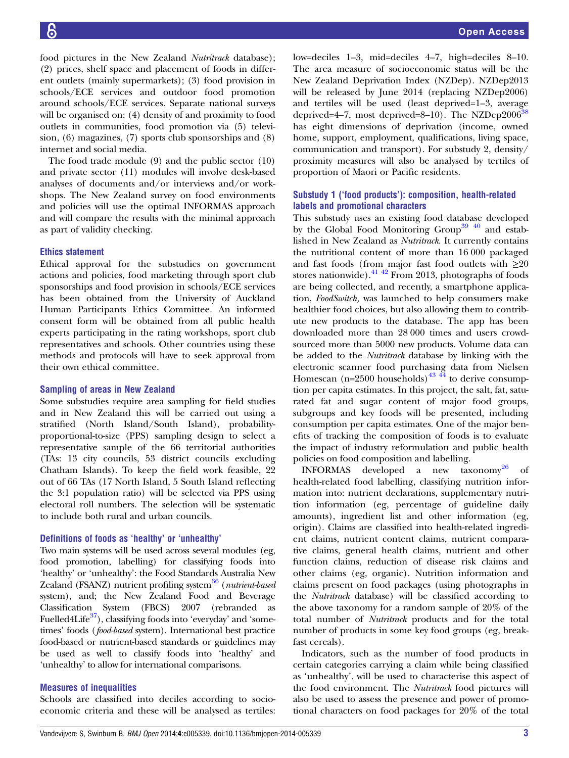food pictures in the New Zealand *Nutritrack* database); (2) prices, shelf space and placement of foods in different outlets (mainly supermarkets); (3) food provision in schools/ECE services and outdoor food promotion around schools/ECE services. Separate national surveys will be organised on: (4) density of and proximity to food outlets in communities, food promotion via (5) television, (6) magazines, (7) sports club sponsorships and (8) internet and social media.

The food trade module (9) and the public sector (10) and private sector (11) modules will involve desk-based analyses of documents and/or interviews and/or workshops. The New Zealand survey on food environments and policies will use the optimal INFORMAS approach and will compare the results with the minimal approach as part of validity checking.

### Ethics statement

Ethical approval for the substudies on government actions and policies, food marketing through sport club sponsorships and food provision in schools/ECE services has been obtained from the University of Auckland Human Participants Ethics Committee. An informed consent form will be obtained from all public health experts participating in the rating workshops, sport club representatives and schools. Other countries using these methods and protocols will have to seek approval from their own ethical committee.

### Sampling of areas in New Zealand

Some substudies require area sampling for field studies and in New Zealand this will be carried out using a stratified (North Island/South Island), probability-proportional-to-size (PPS) sampling design to select a representative sample of the 66 territorial authorities (TAs: 13 city councils, 53 district councils excluding Chatham Islands). To keep the field work feasible, 22 out of 66 TAs (17 North Island, 5 South Island reflecting the 3:1 population ratio) will be selected via PPS using electoral roll numbers. The selection will be systematic to include both rural and urban councils.

### Definitions of foods as 'healthy' or 'unhealthy'

Two main systems will be used across several modules (eg, food promotion, labelling) for classifying foods into 'healthy' or 'unhealthy': the Food Standards Australia New Zealand (FSANZ) nutrient profiling system[36] (*nutrient-based* system), and; the New Zealand Food and Beverage Classification System (FBCS) 2007 (rebranded as Fuelled4Life[37]), classifying foods into 'everyday' and 'sometimes' foods (*food-based* system). International best practice food-based or nutrient-based standards or guidelines may be used as well to classify foods into 'healthy' and 'unhealthy' to allow for international comparisons.

### Measures of inequalities

Schools are classified into deciles according to socioeconomic criteria and these will be analysed as tertiles: low=deciles 1–3, mid=deciles 4–7, high=deciles 8–10. The area measure of socioeconomic status will be the New Zealand Deprivation Index (NZDep). NZDep2013 will be released by June 2014 (replacing NZDep2006) and tertiles will be used (least deprived=1–3, average deprived=4–7, most deprived=8–10). The NZDep2006[38] has eight dimensions of deprivation (income, owned home, support, employment, qualifications, living space, communication and transport). For substudy 2, density/proximity measures will also be analysed by tertiles of proportion of Maori or Pacific residents.

### Substudy 1 ('food products'): composition, health-related labels and promotional characters

This substudy uses an existing food database developed by the Global Food Monitoring Group[39,40] and established in New Zealand as *Nutritrack*. It currently contains the nutritional content of more than 16 000 packaged and fast foods (from major fast food outlets with ≥20 stores nationwide).[41,42] From 2013, photographs of foods are being collected, and recently, a smartphone application, *FoodSwitch,* was launched to help consumers make healthier food choices, but also allowing them to contribute new products to the database. The app has been downloaded more than 28 000 times and users crowd-sourced more than 5000 new products. Volume data can be added to the *Nutritrack* database by linking with the electronic scanner food purchasing data from Nielsen Homescan (n=2500 households)[43,44] to derive consumption per capita estimates. In this project, the salt, fat, saturated fat and sugar content of major food groups, subgroups and key foods will be presented, including consumption per capita estimates. One of the major benefits of tracking the composition of foods is to evaluate the impact of industry reformulation and public health policies on food composition and labelling.

INFORMAS developed a new taxonomy[26] of health-related food labelling, classifying nutrition information into: nutrient declarations, supplementary nutrition information (eg, percentage of guideline daily amounts), ingredient list and other information (eg, origin). Claims are classified into health-related ingredient claims, nutrient content claims, nutrient comparative claims, general health claims, nutrient and other function claims, reduction of disease risk claims and other claims (eg, organic). Nutrition information and claims present on food packages (using photographs in the *Nutritrack* database) will be classified according to the above taxonomy for a random sample of 20% of the total number of *Nutritrack* products and for the total number of products in some key food groups (eg, breakfast cereals).

Indicators, such as the number of food products in certain categories carrying a claim while being classified as 'unhealthy', will be used to characterise this aspect of the food environment. The *Nutritrack* food pictures will also be used to assess the presence and power of promotional characters on food packages for 20% of the total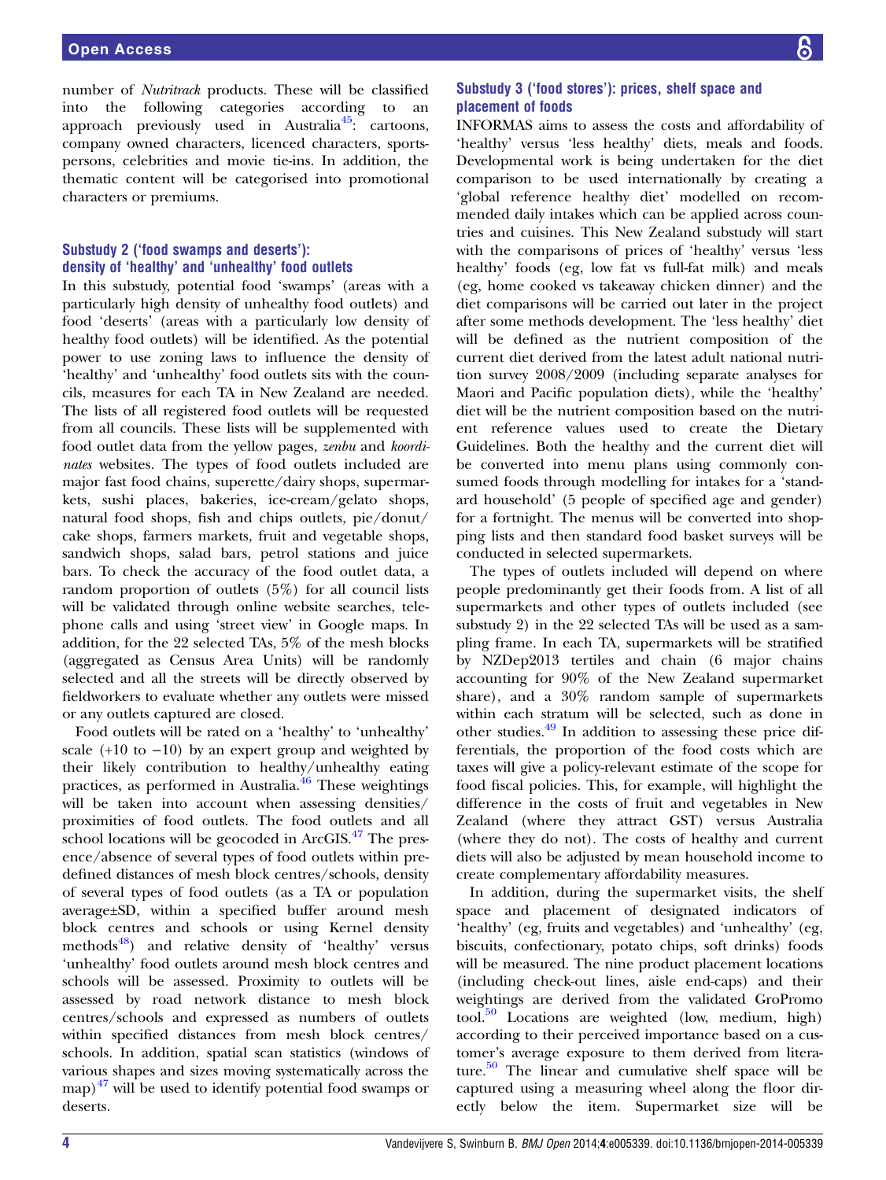number of *Nutritrack* products. These will be classified into the following categories according to an approach previously used in Australia[45]: cartoons, company owned characters, licenced characters, sportspersons, celebrities and movie tie-ins. In addition, the thematic content will be categorised into promotional characters or premiums.

### Substudy 2 ('food swamps and deserts'): density of 'healthy' and 'unhealthy' food outlets

In this substudy, potential food 'swamps' (areas with a particularly high density of unhealthy food outlets) and food 'deserts' (areas with a particularly low density of healthy food outlets) will be identified. As the potential power to use zoning laws to influence the density of 'healthy' and 'unhealthy' food outlets sits with the councils, measures for each TA in New Zealand are needed. The lists of all registered food outlets will be requested from all councils. These lists will be supplemented with food outlet data from the yellow pages, *zenbu* and *koordinates* websites. The types of food outlets included are major fast food chains, superette/dairy shops, supermarkets, sushi places, bakeries, ice-cream/gelato shops, natural food shops, fish and chips outlets, pie/donut/cake shops, farmers markets, fruit and vegetable shops, sandwich shops, salad bars, petrol stations and juice bars. To check the accuracy of the food outlet data, a random proportion of outlets (5%) for all council lists will be validated through online website searches, telephone calls and using 'street view' in Google maps. In addition, for the 22 selected TAs, 5% of the mesh blocks (aggregated as Census Area Units) will be randomly selected and all the streets will be directly observed by fieldworkers to evaluate whether any outlets were missed or any outlets captured are closed.

Food outlets will be rated on a 'healthy' to 'unhealthy' scale (+10 to −10) by an expert group and weighted by their likely contribution to healthy/unhealthy eating practices, as performed in Australia.[46] These weightings will be taken into account when assessing densities/proximities of food outlets. The food outlets and all school locations will be geocoded in ArcGIS.[47] The presence/absence of several types of food outlets within predefined distances of mesh block centres/schools, density of several types of food outlets (as a TA or population average±SD, within a specified buffer around mesh block centres and schools or using Kernel density methods[48]) and relative density of 'healthy' versus 'unhealthy' food outlets around mesh block centres and schools will be assessed. Proximity to outlets will be assessed by road network distance to mesh block centres/schools and expressed as numbers of outlets within specified distances from mesh block centres/schools. In addition, spatial scan statistics (windows of various shapes and sizes moving systematically across the map)[47] will be used to identify potential food swamps or deserts.

### Substudy 3 ('food stores'): prices, shelf space and placement of foods

INFORMAS aims to assess the costs and affordability of 'healthy' versus 'less healthy' diets, meals and foods. Developmental work is being undertaken for the diet comparison to be used internationally by creating a 'global reference healthy diet' modelled on recommended daily intakes which can be applied across countries and cuisines. This New Zealand substudy will start with the comparisons of prices of 'healthy' versus 'less healthy' foods (eg, low fat vs full-fat milk) and meals (eg, home cooked vs takeaway chicken dinner) and the diet comparisons will be carried out later in the project after some methods development. The 'less healthy' diet will be defined as the nutrient composition of the current diet derived from the latest adult national nutrition survey 2008/2009 (including separate analyses for Maori and Pacific population diets), while the 'healthy' diet will be the nutrient composition based on the nutrient reference values used to create the Dietary Guidelines. Both the healthy and the current diet will be converted into menu plans using commonly consumed foods through modelling for intakes for a 'standard household' (5 people of specified age and gender) for a fortnight. The menus will be converted into shopping lists and then standard food basket surveys will be conducted in selected supermarkets.

The types of outlets included will depend on where people predominantly get their foods from. A list of all supermarkets and other types of outlets included (see substudy 2) in the 22 selected TAs will be used as a sampling frame. In each TA, supermarkets will be stratified by NZDep2013 tertiles and chain (6 major chains accounting for 90% of the New Zealand supermarket share), and a 30% random sample of supermarkets within each stratum will be selected, such as done in other studies.[49] In addition to assessing these price differentials, the proportion of the food costs which are taxes will give a policy-relevant estimate of the scope for food fiscal policies. This, for example, will highlight the difference in the costs of fruit and vegetables in New Zealand (where they attract GST) versus Australia (where they do not). The costs of healthy and current diets will also be adjusted by mean household income to create complementary affordability measures.

In addition, during the supermarket visits, the shelf space and placement of designated indicators of 'healthy' (eg, fruits and vegetables) and 'unhealthy' (eg, biscuits, confectionary, potato chips, soft drinks) foods will be measured. The nine product placement locations (including check-out lines, aisle end-caps) and their weightings are derived from the validated GroPromo tool.[50] Locations are weighted (low, medium, high) according to their perceived importance based on a customer's average exposure to them derived from literature.[50] The linear and cumulative shelf space will be captured using a measuring wheel along the floor directly below the item. Supermarket size will be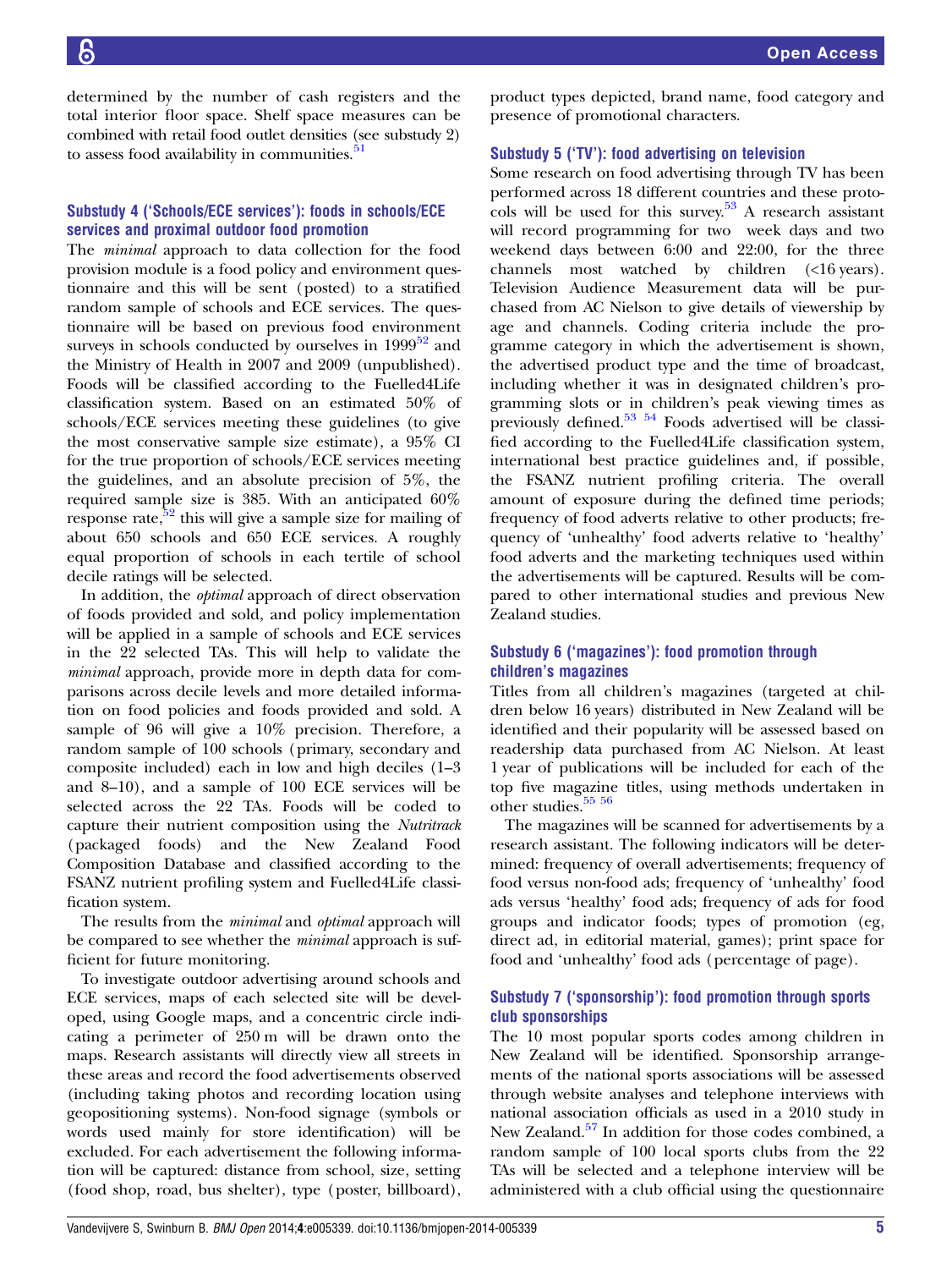determined by the number of cash registers and the total interior floor space. Shelf space measures can be combined with retail food outlet densities (see substudy 2) to assess food availability in communities.[51]

### Substudy 4 ('Schools/ECE services'): foods in schools/ECE services and proximal outdoor food promotion

The *minimal* approach to data collection for the food provision module is a food policy and environment questionnaire and this will be sent (posted) to a stratified random sample of schools and ECE services. The questionnaire will be based on previous food environment surveys in schools conducted by ourselves in 1999[52] and the Ministry of Health in 2007 and 2009 (unpublished). Foods will be classified according to the Fuelled4Life classification system. Based on an estimated 50% of schools/ECE services meeting these guidelines (to give the most conservative sample size estimate), a 95% CI for the true proportion of schools/ECE services meeting the guidelines, and an absolute precision of 5%, the required sample size is 385. With an anticipated 60% response rate,[52] this will give a sample size for mailing of about 650 schools and 650 ECE services. A roughly equal proportion of schools in each tertile of school decile ratings will be selected.

In addition, the *optimal* approach of direct observation of foods provided and sold, and policy implementation will be applied in a sample of schools and ECE services in the 22 selected TAs. This will help to validate the *minimal* approach, provide more in depth data for comparisons across decile levels and more detailed information on food policies and foods provided and sold. A sample of 96 will give a 10% precision. Therefore, a random sample of 100 schools (primary, secondary and composite included) each in low and high deciles (1–3 and 8–10), and a sample of 100 ECE services will be selected across the 22 TAs. Foods will be coded to capture their nutrient composition using the *Nutritrack* (packaged foods) and the New Zealand Food Composition Database and classified according to the FSANZ nutrient profiling system and Fuelled4Life classification system.

The results from the *minimal* and *optimal* approach will be compared to see whether the *minimal* approach is sufficient for future monitoring.

To investigate outdoor advertising around schools and ECE services, maps of each selected site will be developed, using Google maps, and a concentric circle indicating a perimeter of 250 m will be drawn onto the maps. Research assistants will directly view all streets in these areas and record the food advertisements observed (including taking photos and recording location using geopositioning systems). Non-food signage (symbols or words used mainly for store identification) will be excluded. For each advertisement the following information will be captured: distance from school, size, setting (food shop, road, bus shelter), type (poster, billboard), product types depicted, brand name, food category and presence of promotional characters.

### Substudy 5 ('TV'): food advertising on television

Some research on food advertising through TV has been performed across 18 different countries and these protocols will be used for this survey.[53] A research assistant will record programming for two week days and two weekend days between 6:00 and 22:00, for the three channels most watched by children (<16 years). Television Audience Measurement data will be purchased from AC Nielson to give details of viewership by age and channels. Coding criteria include the programme category in which the advertisement is shown, the advertised product type and the time of broadcast, including whether it was in designated children's programming slots or in children's peak viewing times as previously defined.[53,54] Foods advertised will be classified according to the Fuelled4Life classification system, international best practice guidelines and, if possible, the FSANZ nutrient profiling criteria. The overall amount of exposure during the defined time periods; frequency of food adverts relative to other products; frequency of 'unhealthy' food adverts relative to 'healthy' food adverts and the marketing techniques used within the advertisements will be captured. Results will be compared to other international studies and previous New Zealand studies.

### Substudy 6 ('magazines'): food promotion through children's magazines

Titles from all children's magazines (targeted at children below 16 years) distributed in New Zealand will be identified and their popularity will be assessed based on readership data purchased from AC Nielson. At least 1 year of publications will be included for each of the top five magazine titles, using methods undertaken in other studies.[55,56]

The magazines will be scanned for advertisements by a research assistant. The following indicators will be determined: frequency of overall advertisements; frequency of food versus non-food ads; frequency of 'unhealthy' food ads versus 'healthy' food ads; frequency of ads for food groups and indicator foods; types of promotion (eg, direct ad, in editorial material, games); print space for food and 'unhealthy' food ads (percentage of page).

### Substudy 7 ('sponsorship'): food promotion through sports club sponsorships

The 10 most popular sports codes among children in New Zealand will be identified. Sponsorship arrangements of the national sports associations will be assessed through website analyses and telephone interviews with national association officials as used in a 2010 study in New Zealand.[57] In addition for those codes combined, a random sample of 100 local sports clubs from the 22 TAs will be selected and a telephone interview will be administered with a club official using the questionnaire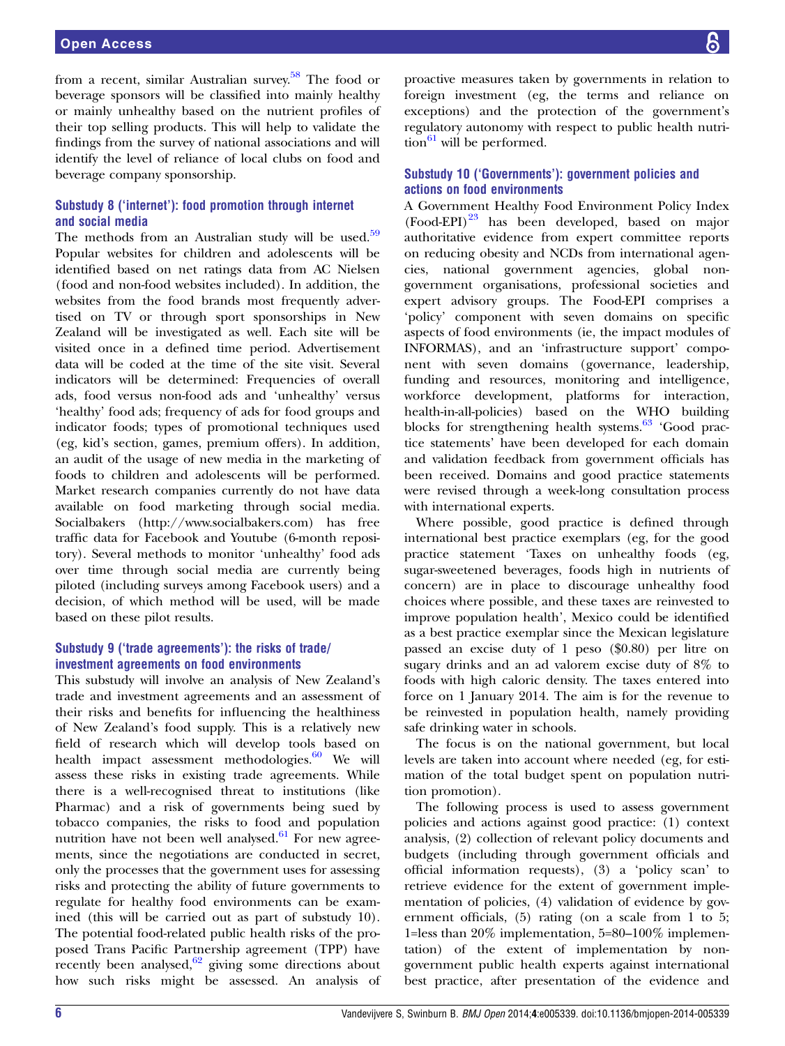from a recent, similar Australian survey.[58] The food or beverage sponsors will be classified into mainly healthy or mainly unhealthy based on the nutrient profiles of their top selling products. This will help to validate the findings from the survey of national associations and will identify the level of reliance of local clubs on food and beverage company sponsorship.

### Substudy 8 ('internet'): food promotion through internet and social media

The methods from an Australian study will be used.[59] Popular websites for children and adolescents will be identified based on net ratings data from AC Nielsen (food and non-food websites included). In addition, the websites from the food brands most frequently advertised on TV or through sport sponsorships in New Zealand will be investigated as well. Each site will be visited once in a defined time period. Advertisement data will be coded at the time of the site visit. Several indicators will be determined: Frequencies of overall ads, food versus non-food ads and 'unhealthy' versus 'healthy' food ads; frequency of ads for food groups and indicator foods; types of promotional techniques used (eg, kid's section, games, premium offers). In addition, an audit of the usage of new media in the marketing of foods to children and adolescents will be performed. Market research companies currently do not have data available on food marketing through social media. Socialbakers (http://www.socialbakers.com) has free traffic data for Facebook and Youtube (6-month repository). Several methods to monitor 'unhealthy' food ads over time through social media are currently being piloted (including surveys among Facebook users) and a decision, of which method will be used, will be made based on these pilot results.

### Substudy 9 ('trade agreements'): the risks of trade/investment agreements on food environments

This substudy will involve an analysis of New Zealand's trade and investment agreements and an assessment of their risks and benefits for influencing the healthiness of New Zealand's food supply. This is a relatively new field of research which will develop tools based on health impact assessment methodologies.[60] We will assess these risks in existing trade agreements. While there is a well-recognised threat to institutions (like Pharmac) and a risk of governments being sued by tobacco companies, the risks to food and population nutrition have not been well analysed.[61] For new agreements, since the negotiations are conducted in secret, only the processes that the government uses for assessing risks and protecting the ability of future governments to regulate for healthy food environments can be examined (this will be carried out as part of substudy 10). The potential food-related public health risks of the proposed Trans Pacific Partnership agreement (TPP) have recently been analysed,[62] giving some directions about how such risks might be assessed. An analysis of proactive measures taken by governments in relation to foreign investment (eg, the terms and reliance on exceptions) and the protection of the government's regulatory autonomy with respect to public health nutrition[61] will be performed.

### Substudy 10 ('Governments'): government policies and actions on food environments

A Government Healthy Food Environment Policy Index (Food-EPI)[23] has been developed, based on major authoritative evidence from expert committee reports on reducing obesity and NCDs from international agencies, national government agencies, global non-government organisations, professional societies and expert advisory groups. The Food-EPI comprises a 'policy' component with seven domains on specific aspects of food environments (ie, the impact modules of INFORMAS), and an 'infrastructure support' component with seven domains (governance, leadership, funding and resources, monitoring and intelligence, workforce development, platforms for interaction, health-in-all-policies) based on the WHO building blocks for strengthening health systems.[63] 'Good practice statements' have been developed for each domain and validation feedback from government officials has been received. Domains and good practice statements were revised through a week-long consultation process with international experts.

Where possible, good practice is defined through international best practice exemplars (eg, for the good practice statement 'Taxes on unhealthy foods (eg, sugar-sweetened beverages, foods high in nutrients of concern) are in place to discourage unhealthy food choices where possible, and these taxes are reinvested to improve population health', Mexico could be identified as a best practice exemplar since the Mexican legislature passed an excise duty of 1 peso ($0.80) per litre on sugary drinks and an ad valorem excise duty of 8% to foods with high caloric density. The taxes entered into force on 1 January 2014. The aim is for the revenue to be reinvested in population health, namely providing safe drinking water in schools.

The focus is on the national government, but local levels are taken into account where needed (eg, for estimation of the total budget spent on population nutrition promotion).

The following process is used to assess government policies and actions against good practice: (1) context analysis, (2) collection of relevant policy documents and budgets (including through government officials and official information requests), (3) a 'policy scan' to retrieve evidence for the extent of government implementation of policies, (4) validation of evidence by government officials, (5) rating (on a scale from 1 to 5; 1=less than 20% implementation, 5=80–100% implementation) of the extent of implementation by non-government public health experts against international best practice, after presentation of the evidence and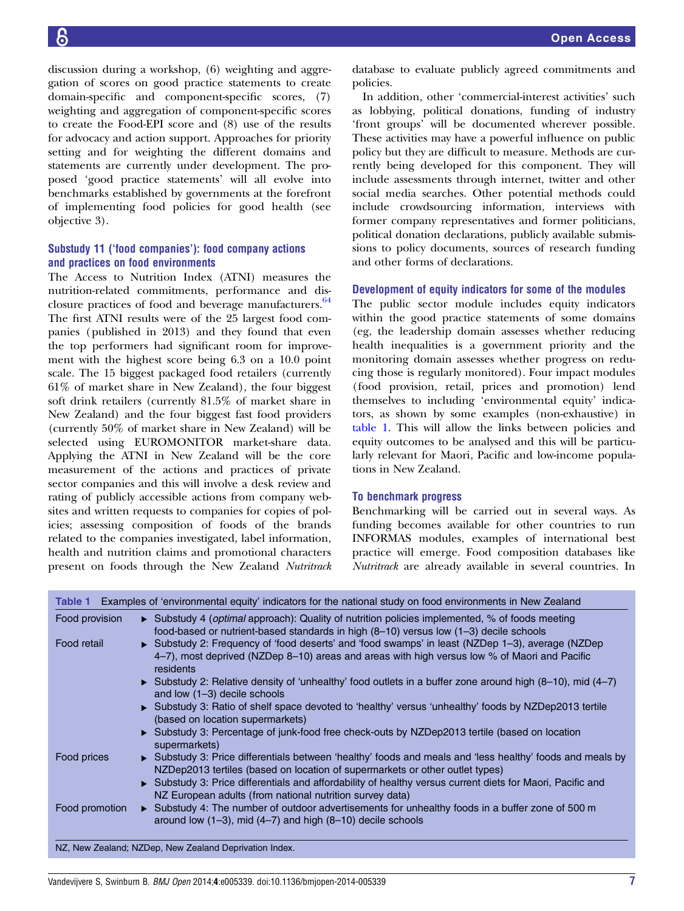discussion during a workshop, (6) weighting and aggregation of scores on good practice statements to create domain-specific and component-specific scores, (7) weighting and aggregation of component-specific scores to create the Food-EPI score and (8) use of the results for advocacy and action support. Approaches for priority setting and for weighting the different domains and statements are currently under development. The proposed 'good practice statements' will all evolve into benchmarks established by governments at the forefront of implementing food policies for good health (see objective 3).

### Substudy 11 ('food companies'): food company actions and practices on food environments

The Access to Nutrition Index (ATNI) measures the nutrition-related commitments, performance and disclosure practices of food and beverage manufacturers.[64] The first ATNI results were of the 25 largest food companies (published in 2013) and they found that even the top performers had significant room for improvement with the highest score being 6.3 on a 10.0 point scale. The 15 biggest packaged food retailers (currently 61% of market share in New Zealand), the four biggest soft drink retailers (currently 81.5% of market share in New Zealand) and the four biggest fast food providers (currently 50% of market share in New Zealand) will be selected using EUROMONITOR market-share data. Applying the ATNI in New Zealand will be the core measurement of the actions and practices of private sector companies and this will involve a desk review and rating of publicly accessible actions from company websites and written requests to companies for copies of policies; assessing composition of foods of the brands related to the companies investigated, label information, health and nutrition claims and promotional characters present on foods through the New Zealand *Nutritrack* database to evaluate publicly agreed commitments and policies.

In addition, other 'commercial-interest activities' such as lobbying, political donations, funding of industry 'front groups' will be documented wherever possible. These activities may have a powerful influence on public policy but they are difficult to measure. Methods are currently being developed for this component. They will include assessments through internet, twitter and other social media searches. Other potential methods could include crowdsourcing information, interviews with former company representatives and former politicians, political donation declarations, publicly available submissions to policy documents, sources of research funding and other forms of declarations.

### Development of equity indicators for some of the modules

The public sector module includes equity indicators within the good practice statements of some domains (eg, the leadership domain assesses whether reducing health inequalities is a government priority and the monitoring domain assesses whether progress on reducing those is regularly monitored). Four impact modules (food provision, retail, prices and promotion) lend themselves to including 'environmental equity' indicators, as shown by some examples (non-exhaustive) in table 1. This will allow the links between policies and equity outcomes to be analysed and this will be particularly relevant for Maori, Pacific and low-income populations in New Zealand.

### To benchmark progress

Benchmarking will be carried out in several ways. As funding becomes available for other countries to run INFORMAS modules, examples of international best practice will emerge. Food composition databases like *Nutritrack* are already available in several countries. In

**Table 1** Examples of 'environmental equity' indicators for the national study on food environments in New Zealand

| | |
|---|---|
| Food provision | ▸ Substudy 4 (*optimal* approach): Quality of nutrition policies implemented, % of foods meeting food-based or nutrient-based standards in high (8–10) versus low (1–3) decile schools |
| Food retail | ▸ Substudy 2: Frequency of 'food deserts' and 'food swamps' in least (NZDep 1–3), average (NZDep 4–7), most deprived (NZDep 8–10) areas and areas with high versus low % of Maori and Pacific residents |
| | ▸ Substudy 2: Relative density of 'unhealthy' food outlets in a buffer zone around high (8–10), mid (4–7) and low (1–3) decile schools |
| | ▸ Substudy 3: Ratio of shelf space devoted to 'healthy' versus 'unhealthy' foods by NZDep2013 tertile (based on location supermarkets) |
| | ▸ Substudy 3: Percentage of junk-food free check-outs by NZDep2013 tertile (based on location supermarkets) |
| Food prices | ▸ Substudy 3: Price differentials between 'healthy' foods and meals and 'less healthy' foods and meals by NZDep2013 tertiles (based on location of supermarkets or other outlet types) |
| | ▸ Substudy 3: Price differentials and affordability of healthy versus current diets for Maori, Pacific and NZ European adults (from national nutrition survey data) |
| Food promotion | ▸ Substudy 4: The number of outdoor advertisements for unhealthy foods in a buffer zone of 500 m around low (1–3), mid (4–7) and high (8–10) decile schools |

NZ, New Zealand; NZDep, New Zealand Deprivation Index.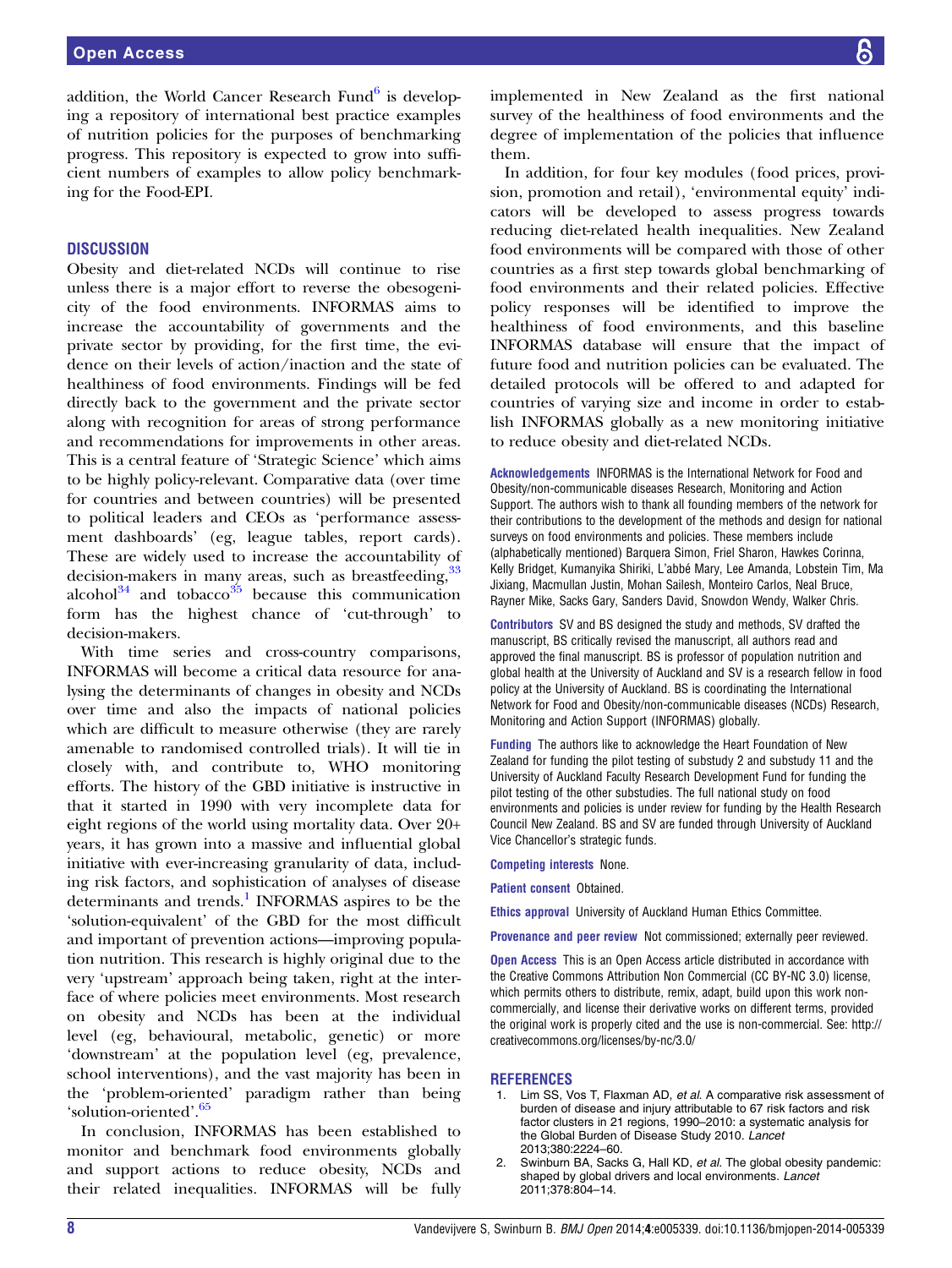addition, the World Cancer Research Fund[6] is developing a repository of international best practice examples of nutrition policies for the purposes of benchmarking progress. This repository is expected to grow into sufficient numbers of examples to allow policy benchmarking for the Food-EPI.

## DISCUSSION

Obesity and diet-related NCDs will continue to rise unless there is a major effort to reverse the obesogenicity of the food environments. INFORMAS aims to increase the accountability of governments and the private sector by providing, for the first time, the evidence on their levels of action/inaction and the state of healthiness of food environments. Findings will be fed directly back to the government and the private sector along with recognition for areas of strong performance and recommendations for improvements in other areas. This is a central feature of 'Strategic Science' which aims to be highly policy-relevant. Comparative data (over time for countries and between countries) will be presented to political leaders and CEOs as 'performance assessment dashboards' (eg, league tables, report cards). These are widely used to increase the accountability of decision-makers in many areas, such as breastfeeding,[33] alcohol[34] and tobacco[35] because this communication form has the highest chance of 'cut-through' to decision-makers.

With time series and cross-country comparisons, INFORMAS will become a critical data resource for analysing the determinants of changes in obesity and NCDs over time and also the impacts of national policies which are difficult to measure otherwise (they are rarely amenable to randomised controlled trials). It will tie in closely with, and contribute to, WHO monitoring efforts. The history of the GBD initiative is instructive in that it started in 1990 with very incomplete data for eight regions of the world using mortality data. Over 20+ years, it has grown into a massive and influential global initiative with ever-increasing granularity of data, including risk factors, and sophistication of analyses of disease determinants and trends.[1] INFORMAS aspires to be the 'solution-equivalent' of the GBD for the most difficult and important of prevention actions—improving population nutrition. This research is highly original due to the very 'upstream' approach being taken, right at the interface of where policies meet environments. Most research on obesity and NCDs has been at the individual level (eg, behavioural, metabolic, genetic) or more 'downstream' at the population level (eg, prevalence, school interventions), and the vast majority has been in the 'problem-oriented' paradigm rather than being 'solution-oriented'.[65]

In conclusion, INFORMAS has been established to monitor and benchmark food environments globally and support actions to reduce obesity, NCDs and their related inequalities. INFORMAS will be fully implemented in New Zealand as the first national survey of the healthiness of food environments and the degree of implementation of the policies that influence them.

In addition, for four key modules (food prices, provision, promotion and retail), 'environmental equity' indicators will be developed to assess progress towards reducing diet-related health inequalities. New Zealand food environments will be compared with those of other countries as a first step towards global benchmarking of food environments and their related policies. Effective policy responses will be identified to improve the healthiness of food environments, and this baseline INFORMAS database will ensure that the impact of future food and nutrition policies can be evaluated. The detailed protocols will be offered to and adapted for countries of varying size and income in order to establish INFORMAS globally as a new monitoring initiative to reduce obesity and diet-related NCDs.

**Acknowledgements** INFORMAS is the International Network for Food and Obesity/non-communicable diseases Research, Monitoring and Action Support. The authors wish to thank all founding members of the network for their contributions to the development of the methods and design for national surveys on food environments and policies. These members include (alphabetically mentioned) Barquera Simon, Friel Sharon, Hawkes Corinna, Kelly Bridget, Kumanyika Shiriki, L'abbé Mary, Lee Amanda, Lobstein Tim, Ma Jixiang, Macmullan Justin, Mohan Sailesh, Monteiro Carlos, Neal Bruce, Rayner Mike, Sacks Gary, Sanders David, Snowdon Wendy, Walker Chris.

**Contributors** SV and BS designed the study and methods, SV drafted the manuscript, BS critically revised the manuscript, all authors read and approved the final manuscript. BS is professor of population nutrition and global health at the University of Auckland and SV is a research fellow in food policy at the University of Auckland. BS is coordinating the International Network for Food and Obesity/non-communicable diseases (NCDs) Research, Monitoring and Action Support (INFORMAS) globally.

**Funding** The authors like to acknowledge the Heart Foundation of New Zealand for funding the pilot testing of substudy 2 and substudy 11 and the University of Auckland Faculty Research Development Fund for funding the pilot testing of the other substudies. The full national study on food environments and policies is under review for funding by the Health Research Council New Zealand. BS and SV are funded through University of Auckland Vice Chancellor's strategic funds.

**Competing interests** None.

**Patient consent** Obtained.

**Ethics approval** University of Auckland Human Ethics Committee.

**Provenance and peer review** Not commissioned; externally peer reviewed.

**Open Access** This is an Open Access article distributed in accordance with the Creative Commons Attribution Non Commercial (CC BY-NC 3.0) license, which permits others to distribute, remix, adapt, build upon this work non-commercially, and license their derivative works on different terms, provided the original work is properly cited and the use is non-commercial. See: http://creativecommons.org/licenses/by-nc/3.0/

## REFERENCES

1. Lim SS, Vos T, Flaxman AD, *et al*. A comparative risk assessment of burden of disease and injury attributable to 67 risk factors and risk factor clusters in 21 regions, 1990–2010: a systematic analysis for the Global Burden of Disease Study 2010. *Lancet* 2013;380:2224–60.
2. Swinburn BA, Sacks G, Hall KD, *et al*. The global obesity pandemic: shaped by global drivers and local environments. *Lancet* 2011;378:804–14.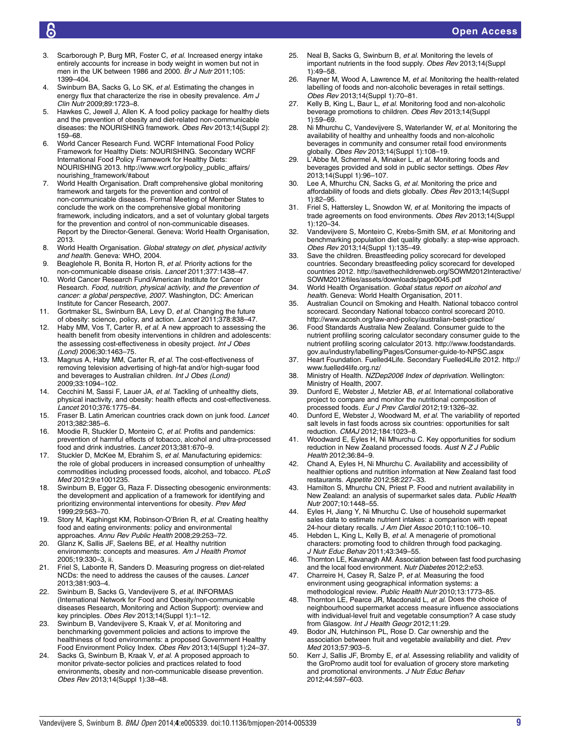3. Scarborough P, Burg MR, Foster C, *et al*. Increased energy intake entirely accounts for increase in body weight in women but not in men in the UK between 1986 and 2000. *Br J Nutr* 2011;105:1399–404.
4. Swinburn BA, Sacks G, Lo SK, *et al*. Estimating the changes in energy flux that characterize the rise in obesity prevalence. *Am J Clin Nutr* 2009;89:1723–8.
5. Hawkes C, Jewell J, Allen K. A food policy package for healthy diets and the prevention of obesity and diet-related non-communicable diseases: the NOURISHING framework. *Obes Rev* 2013;14(Suppl 2):159–68.
6. World Cancer Research Fund. WCRF International Food Policy Framework for Healthy Diets: NOURISHING. Secondary WCRF International Food Policy Framework for Healthy Diets: NOURISHING 2013. http://www.wcrf.org/policy_public_affairs/nourishing_framework/#about
7. World Health Organisation. Draft comprehensive global monitoring framework and targets for the prevention and control of non-communicable diseases. Formal Meeting of Member States to conclude the work on the comprehensive global monitoring framework, including indicators, and a set of voluntary global targets for the prevention and control of non-communicable diseases. Report by the Director-General. Geneva: World Health Organisation, 2013.
8. World Health Organisation. *Global strategy on diet, physical activity and health*. Geneva: WHO, 2004.
9. Beaglehole R, Bonita R, Horton R, *et al*. Priority actions for the non-communicable disease crisis. *Lancet* 2011;377:1438–47.
10. World Cancer Research Fund/American Institute for Cancer Research. *Food, nutrition, physical activity, and the prevention of cancer: a global perspective, 2007*. Washington, DC: American Institute for Cancer Research, 2007.
11. Gortmaker SL, Swinburn BA, Levy D, *et al*. Changing the future of obesity: science, policy, and action. *Lancet* 2011;378:838–47.
12. Haby MM, Vos T, Carter R, *et al*. A new approach to assessing the health benefit from obesity interventions in children and adolescents: the assessing cost-effectiveness in obesity project. *Int J Obes (Lond)* 2006;30:1463–75.
13. Magnus A, Haby MM, Carter R, *et al*. The cost-effectiveness of removing television advertising of high-fat and/or high-sugar food and beverages to Australian children. *Int J Obes (Lond)* 2009;33:1094–102.
14. Cecchini M, Sassi F, Lauer JA, *et al*. Tackling of unhealthy diets, physical inactivity, and obesity: health effects and cost-effectiveness. *Lancet* 2010;376:1775–84.
15. Fraser B. Latin American countries crack down on junk food. *Lancet* 2013;382:385–6.
16. Moodie R, Stuckler D, Monteiro C, *et al*. Profits and pandemics: prevention of harmful effects of tobacco, alcohol and ultra-processed food and drink industries. *Lancet* 2013;381:670–9.
17. Stuckler D, McKee M, Ebrahim S, *et al*. Manufacturing epidemics: the role of global producers in increased consumption of unhealthy commodities including processed foods, alcohol, and tobacco. *PLoS Med* 2012;9:e1001235.
18. Swinburn B, Egger G, Raza F. Dissecting obesogenic environments: the development and application of a framework for identifying and prioritizing environmental interventions for obesity. *Prev Med* 1999;29:563–70.
19. Story M, Kaphingst KM, Robinson-O'Brien R, *et al*. Creating healthy food and eating environments: policy and environmental approaches. *Annu Rev Public Health* 2008;29:253–72.
20. Glanz K, Sallis JF, Saelens BE, *et al*. Healthy nutrition environments: concepts and measures. *Am J Health Promot* 2005;19:330–3, ii.
21. Friel S, Labonte R, Sanders D. Measuring progress on diet-related NCDs: the need to address the causes of the causes. *Lancet* 2013;381:903–4.
22. Swinburn B, Sacks G, Vandevijvere S, *et al*. INFORMAS (International Network for Food and Obesity/non-communicable diseases Research, Monitoring and Action Support): overview and key principles. *Obes Rev* 2013;14(Suppl 1):1–12.
23. Swinburn B, Vandevijvere S, Kraak V, *et al*. Monitoring and benchmarking government policies and actions to improve the healthiness of food environments: a proposed Government Healthy Food Environment Policy Index. *Obes Rev* 2013;14(Suppl 1):24–37.
24. Sacks G, Swinburn B, Kraak V, *et al*. A proposed approach to monitor private-sector policies and practices related to food environments, obesity and non-communicable disease prevention. *Obes Rev* 2013;14(Suppl 1):38–48.
25. Neal B, Sacks G, Swinburn B, *et al*. Monitoring the levels of important nutrients in the food supply. *Obes Rev* 2013;14(Suppl 1):49–58.
26. Rayner M, Wood A, Lawrence M, *et al*. Monitoring the health-related labelling of foods and non-alcoholic beverages in retail settings. *Obes Rev* 2013;14(Suppl 1):70–81.
27. Kelly B, King L, Baur L, *et al*. Monitoring food and non-alcoholic beverage promotions to children. *Obes Rev* 2013;14(Suppl 1):59–69.
28. Ni Mhurchu C, Vandevijvere S, Waterlander W, *et al*. Monitoring the availability of healthy and unhealthy foods and non-alcoholic beverages in community and consumer retail food environments globally. *Obes Rev* 2013;14(Suppl 1):108–19.
29. L'Abbe M, Schermel A, Minaker L, *et al*. Monitoring foods and beverages provided and sold in public sector settings. *Obes Rev* 2013;14(Suppl 1):96–107.
30. Lee A, Mhurchu CN, Sacks G, *et al*. Monitoring the price and affordability of foods and diets globally. *Obes Rev* 2013;14(Suppl 1):82–95.
31. Friel S, Hattersley L, Snowdon W, *et al*. Monitoring the impacts of trade agreements on food environments. *Obes Rev* 2013;14(Suppl 1):120–34.
32. Vandevijvere S, Monteiro C, Krebs-Smith SM, *et al*. Monitoring and benchmarking population diet quality globally: a step-wise approach. *Obes Rev* 2013;14(Suppl 1):135–49.
33. Save the children. Breastfeeding policy scorecard for developed countries. Secondary breastfeeding policy scorecard for developed countries 2012. http://savethechildrenweb.org/SOWM2012Interactive/SOWM2012/files/assets/downloads/page0045.pdf
34. World Health Organisation. *Gobal status report on alcohol and health*. Geneva: World Health Organisation, 2011.
35. Australian Council on Smoking and Health. National tobacco control scorecard. Secondary National tobacco control scorecard 2010. http://www.acosh.org/law-and-policy/australian-best-practice/
36. Food Standards Australia New Zealand. Consumer guide to the nutrient profiling scoring calculator secondary consumer guide to the nutrient profiling scoring calculator 2013. http://www.foodstandards.gov.au/industry/labelling/Pages/Consumer-guide-to-NPSC.aspx
37. Heart Foundation. Fuelled4Life. Secondary Fuelled4Life 2012. http://www.fuelled4life.org.nz/
38. Ministry of Health. *NZDep2006 Index of deprivation*. Wellington: Ministry of Health, 2007.
39. Dunford E, Webster J, Metzler AB, *et al*. International collaborative project to compare and monitor the nutritional composition of processed foods. *Eur J Prev Cardiol* 2012;19:1326–32.
40. Dunford E, Webster J, Woodward M, *et al*. The variability of reported salt levels in fast foods across six countries: opportunities for salt reduction. *CMAJ* 2012;184:1023–8.
41. Woodward E, Eyles H, Ni Mhurchu C. Key opportunities for sodium reduction in New Zealand processed foods. *Aust N Z J Public Health* 2012;36:84–9.
42. Chand A, Eyles H, Ni Mhurchu C. Availability and accessibility of healthier options and nutrition information at New Zealand fast food restaurants. *Appetite* 2012;58:227–33.
43. Hamilton S, Mhurchu CN, Priest P. Food and nutrient availability in New Zealand: an analysis of supermarket sales data. *Public Health Nutr* 2007;10:1448–55.
44. Eyles H, Jiang Y, Ni Mhurchu C. Use of household supermarket sales data to estimate nutrient intakes: a comparison with repeat 24-hour dietary recalls. *J Am Diet Assoc* 2010;110:106–10.
45. Hebden L, King L, Kelly B, *et al*. A menagerie of promotional characters: promoting food to children through food packaging. *J Nutr Educ Behav* 2011;43:349–55.
46. Thornton LE, Kavanagh AM. Association between fast food purchasing and the local food environment. *Nutr Diabetes* 2012;2:e53.
47. Charreire H, Casey R, Salze P, *et al*. Measuring the food environment using geographical information systems: a methodological review. *Public Health Nutr* 2010;13:1773–85.
48. Thornton LE, Pearce JR, Macdonald L, *et al*. Does the choice of neighbourhood supermarket access measure influence associations with individual-level fruit and vegetable consumption? A case study from Glasgow. *Int J Health Geogr* 2012;11:29.
49. Bodor JN, Hutchinson PL, Rose D. Car ownership and the association between fruit and vegetable availability and diet. *Prev Med* 2013;57:903–5.
50. Kerr J, Sallis JF, Bromby E, *et al*. Assessing reliability and validity of the GroPromo audit tool for evaluation of grocery store marketing and promotional environments. *J Nutr Educ Behav* 2012;44:597–603.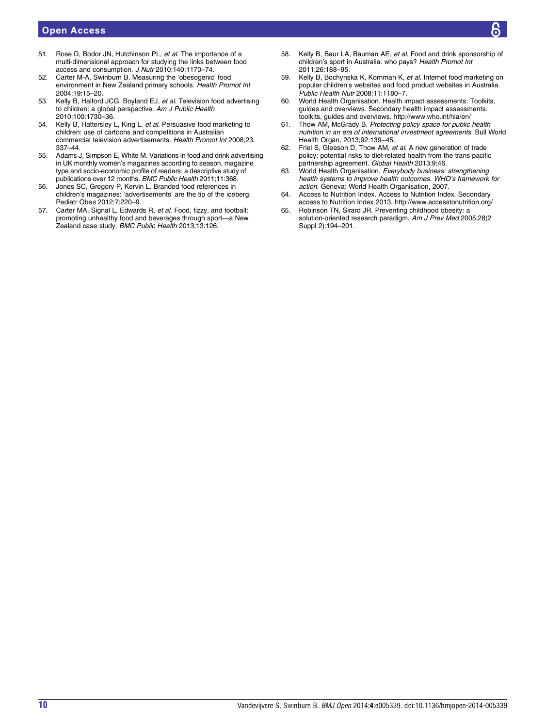51. Rose D, Bodor JN, Hutchinson PL, *et al*. The importance of a multi-dimensional approach for studying the links between food access and consumption. *J Nutr* 2010;140:1170–74.
52. Carter M-A, Swinburn B. Measuring the 'obesogenic' food environment in New Zealand primary schools. *Health Promot Int* 2004;19:15–20.
53. Kelly B, Halford JCG, Boyland EJ, *et al*. Television food advertising to children: a global perspective. *Am J Public Health* 2010;100:1730–36.
54. Kelly B, Hattersley L, King L, *et al*. Persuasive food marketing to children: use of cartoons and competitions in Australian commercial television advertisements. *Health Promot Int* 2008;23: 337–44.
55. Adams J, Simpson E, White M. Variations in food and drink advertising in UK monthly women's magazines according to season, magazine type and socio-economic profile of readers: a descriptive study of publications over 12 months. *BMC Public Health* 2011;11:368.
56. Jones SC, Gregory P, Kervin L. Branded food references in children's magazines: 'advertisements' are the tip of the iceberg. Pediatr Obe*s* 2012;7:220–9.
57. Carter MA, Signal L, Edwards R, *et al*. Food, fizzy, and football: promoting unhealthy food and beverages through sport—a New Zealand case study. *BMC Public Health* 2013;13:126.
58. Kelly B, Baur LA, Bauman AE, *et al*. Food and drink sponsorship of children's sport in Australia: who pays? *Health Promot Int* 2011;26:188–95.
59. Kelly B, Bochynska K, Kornman K, *et al*. Internet food marketing on popular children's websites and food product websites in Australia. *Public Health Nutr* 2008;11:1180–7.
60. World Health Organisation. Health impact assessments: Toolkits, guides and overviews. Secondary health impact assessments: toolkits, guides and overviews. http://www.who.int/hia/en/
61. Thow AM, McGrady B. *Protecting policy space for public health nutrition in an era of international investment agreements*. Bull World Health Organ, 2013;92:139–45.
62. Friel S, Gleeson D, Thow AM, *et al*. A new generation of trade policy: potential risks to diet-related health from the trans pacific partnership agreement. *Global Health* 2013;9:46.
63. World Health Organisation. *Everybody business: strengthening health systems to improve health outcomes. WHO's framework for action*. Geneva: World Health Organisation, 2007.
64. Access to Nutrition Index. Access to Nutrition Index. Secondary access to Nutrition Index 2013. http://www.accesstonutrition.org/
65. Robinson TN, Sirard JR. Preventing childhood obesity: a solution-oriented research paradigm. *Am J Prev Med* 2005;28(2 Suppl 2):194–201.